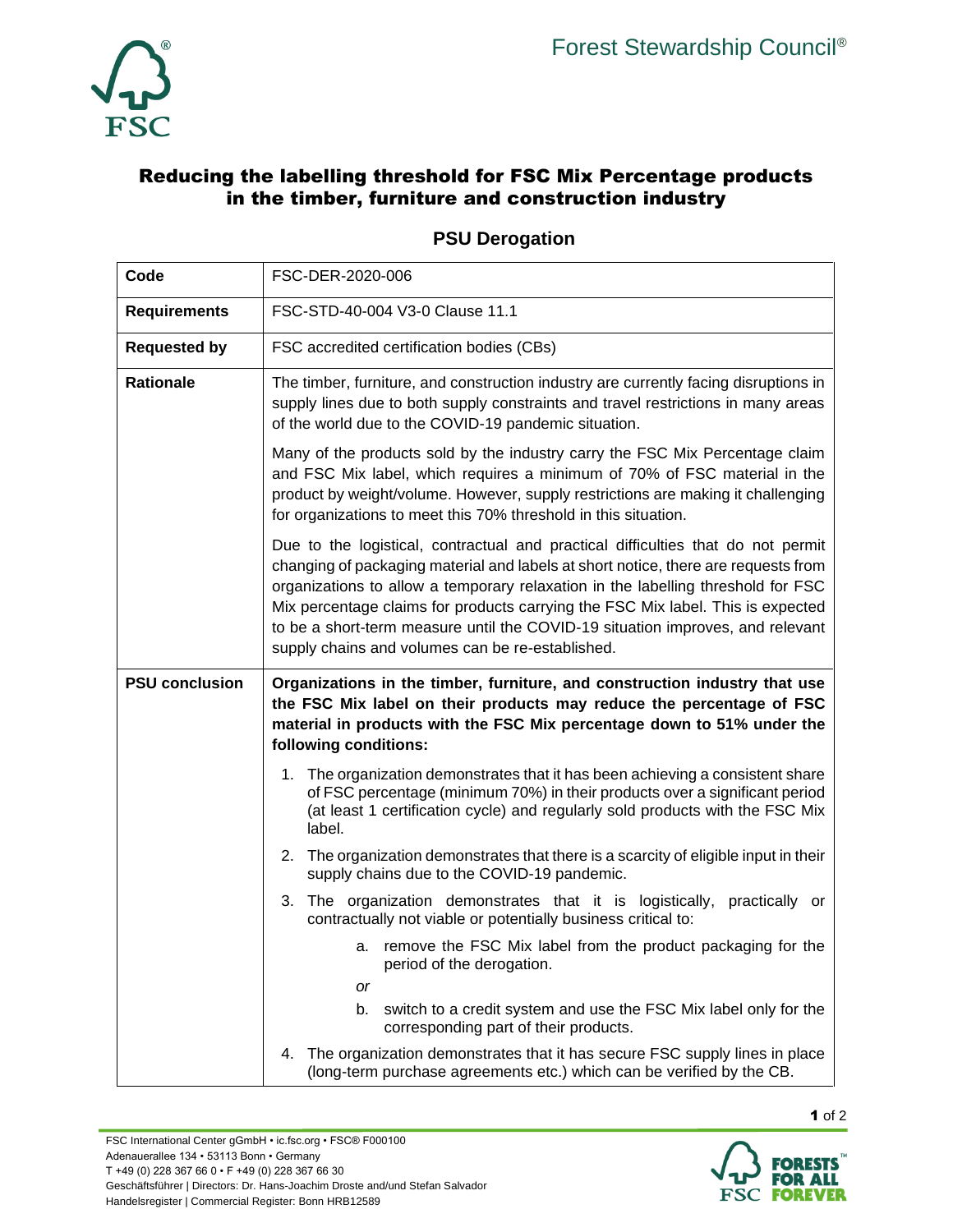Forest Stewardship Council®

# Reducing the labelling threshold for FSC Mix Percentage products in the timber, furniture and construction industry

## PSU Derogation

| **Code** | FSC-DER-2020-006 |
|---|---|
| **Requirements** | FSC-STD-40-004 V3-0 Clause 11.1 |
| **Requested by** | FSC accredited certification bodies (CBs) |
| **Rationale** | The timber, furniture, and construction industry are currently facing disruptions in supply lines due to both supply constraints and travel restrictions in many areas of the world due to the COVID-19 pandemic situation.<br><br>Many of the products sold by the industry carry the FSC Mix Percentage claim and FSC Mix label, which requires a minimum of 70% of FSC material in the product by weight/volume. However, supply restrictions are making it challenging for organizations to meet this 70% threshold in this situation.<br><br>Due to the logistical, contractual and practical difficulties that do not permit changing of packaging material and labels at short notice, there are requests from organizations to allow a temporary relaxation in the labelling threshold for FSC Mix percentage claims for products carrying the FSC Mix label. This is expected to be a short-term measure until the COVID-19 situation improves, and relevant supply chains and volumes can be re-established. |
| **PSU conclusion** | **Organizations in the timber, furniture, and construction industry that use the FSC Mix label on their products may reduce the percentage of FSC material in products with the FSC Mix percentage down to 51% under the following conditions:**<br><br>1. The organization demonstrates that it has been achieving a consistent share of FSC percentage (minimum 70%) in their products over a significant period (at least 1 certification cycle) and regularly sold products with the FSC Mix label.<br>2. The organization demonstrates that there is a scarcity of eligible input in their supply chains due to the COVID-19 pandemic.<br>3. The organization demonstrates that it is logistically, practically or contractually not viable or potentially business critical to:<br>&nbsp;&nbsp;&nbsp;&nbsp;a. remove the FSC Mix label from the product packaging for the period of the derogation.<br>&nbsp;&nbsp;&nbsp;&nbsp;*or*<br>&nbsp;&nbsp;&nbsp;&nbsp;b. switch to a credit system and use the FSC Mix label only for the corresponding part of their products.<br>4. The organization demonstrates that it has secure FSC supply lines in place (long-term purchase agreements etc.) which can be verified by the CB. |

FSC International Center gGmbH • ic.fsc.org • FSC® F000100
Adenauerallee 134 • 53113 Bonn • Germany
T +49 (0) 228 367 66 0 • F +49 (0) 228 367 66 30
Geschäftsführer | Directors: Dr. Hans-Joachim Droste and/und Stefan Salvador
Handelsregister | Commercial Register: Bonn HRB12589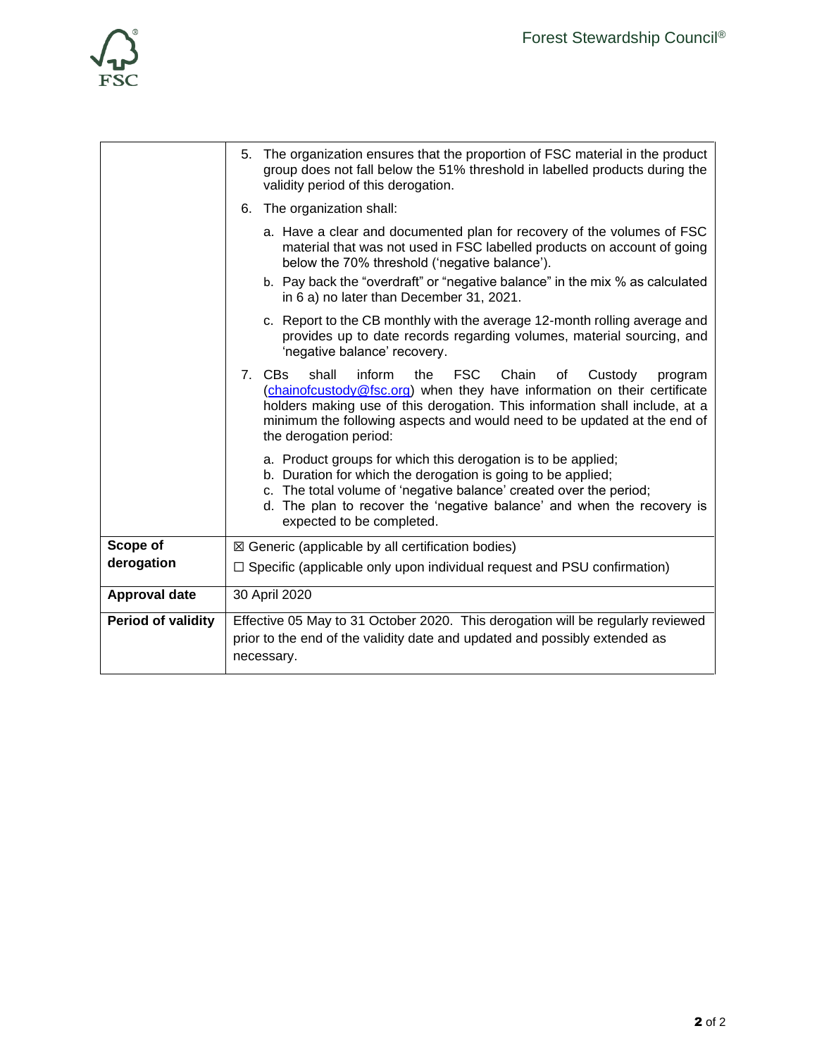| | |
|---|---|
| | 5. The organization ensures that the proportion of FSC material in the product group does not fall below the 51% threshold in labelled products during the validity period of this derogation.<br>6. The organization shall:<br>a. Have a clear and documented plan for recovery of the volumes of FSC material that was not used in FSC labelled products on account of going below the 70% threshold ('negative balance').<br>b. Pay back the "overdraft" or "negative balance" in the mix % as calculated in 6 a) no later than December 31, 2021.<br>c. Report to the CB monthly with the average 12-month rolling average and provides up to date records regarding volumes, material sourcing, and 'negative balance' recovery.<br>7. CBs shall inform the FSC Chain of Custody program (chainofcustody@fsc.org) when they have information on their certificate holders making use of this derogation. This information shall include, at a minimum the following aspects and would need to be updated at the end of the derogation period:<br>a. Product groups for which this derogation is to be applied;<br>b. Duration for which the derogation is going to be applied;<br>c. The total volume of 'negative balance' created over the period;<br>d. The plan to recover the 'negative balance' and when the recovery is expected to be completed. |
| **Scope of derogation** | ☒ Generic (applicable by all certification bodies)<br>☐ Specific (applicable only upon individual request and PSU confirmation) |
| **Approval date** | 30 April 2020 |
| **Period of validity** | Effective 05 May to 31 October 2020. This derogation will be regularly reviewed prior to the end of the validity date and updated and possibly extended as necessary. |